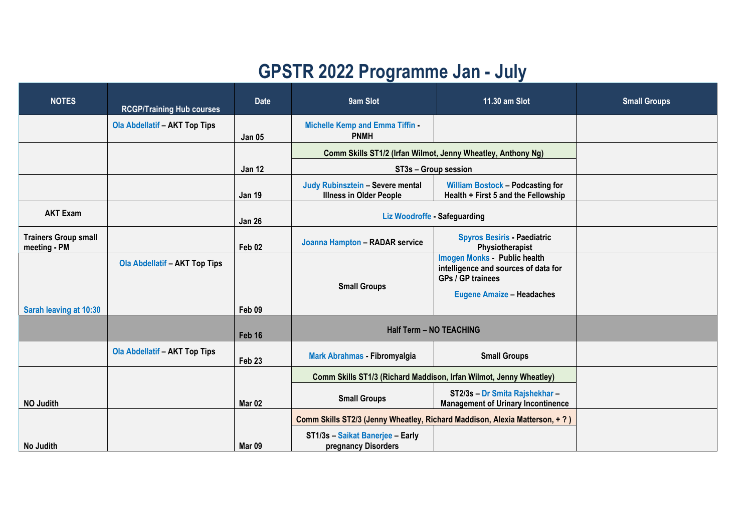# GPSTR 2022 Programme Jan - July

| NOTES | RCGP/Training Hub courses | Date | 9am Slot | 11.30 am Slot | Small Groups |
|---|---|---|---|---|---|
| | Ola Abdellatif – AKT Top Tips | Jan 05 | Michelle Kemp and Emma Tiffin - PNMH | | |
| | | Jan 12 | Comm Skills ST1/2 (Irfan Wilmot, Jenny Wheatley, Anthony Ng)<br>ST3s – Group session | | |
| | | Jan 19 | Judy Rubinsztein – Severe mental Illness in Older People | William Bostock – Podcasting for Health + First 5 and the Fellowship | |
| AKT Exam | | Jan 26 | Liz Woodroffe - Safeguarding | | |
| Trainers Group small meeting - PM | | Feb 02 | Joanna Hampton – RADAR service | Spyros Besiris - Paediatric Physiotherapist | |
| Sarah leaving at 10:30 | Ola Abdellatif – AKT Top Tips | Feb 09 | Small Groups | Imogen Monks - Public health intelligence and sources of data for GPs / GP trainees<br>Eugene Amaize – Headaches | |
| | | Feb 16 | Half Term – NO TEACHING | | |
| | Ola Abdellatif – AKT Top Tips | Feb 23 | Mark Abrahmas - Fibromyalgia | Small Groups | |
| NO Judith | | Mar 02 | Comm Skills ST1/3 (Richard Maddison, Irfan Wilmot, Jenny Wheatley)<br>Small Groups | ST2/3s – Dr Smita Rajshekhar – Management of Urinary Incontinence | |
| No Judith | | Mar 09 | Comm Skills ST2/3 (Jenny Wheatley, Richard Maddison, Alexia Matterson, + ? )<br>ST1/3s – Saikat Banerjee – Early pregnancy Disorders | | |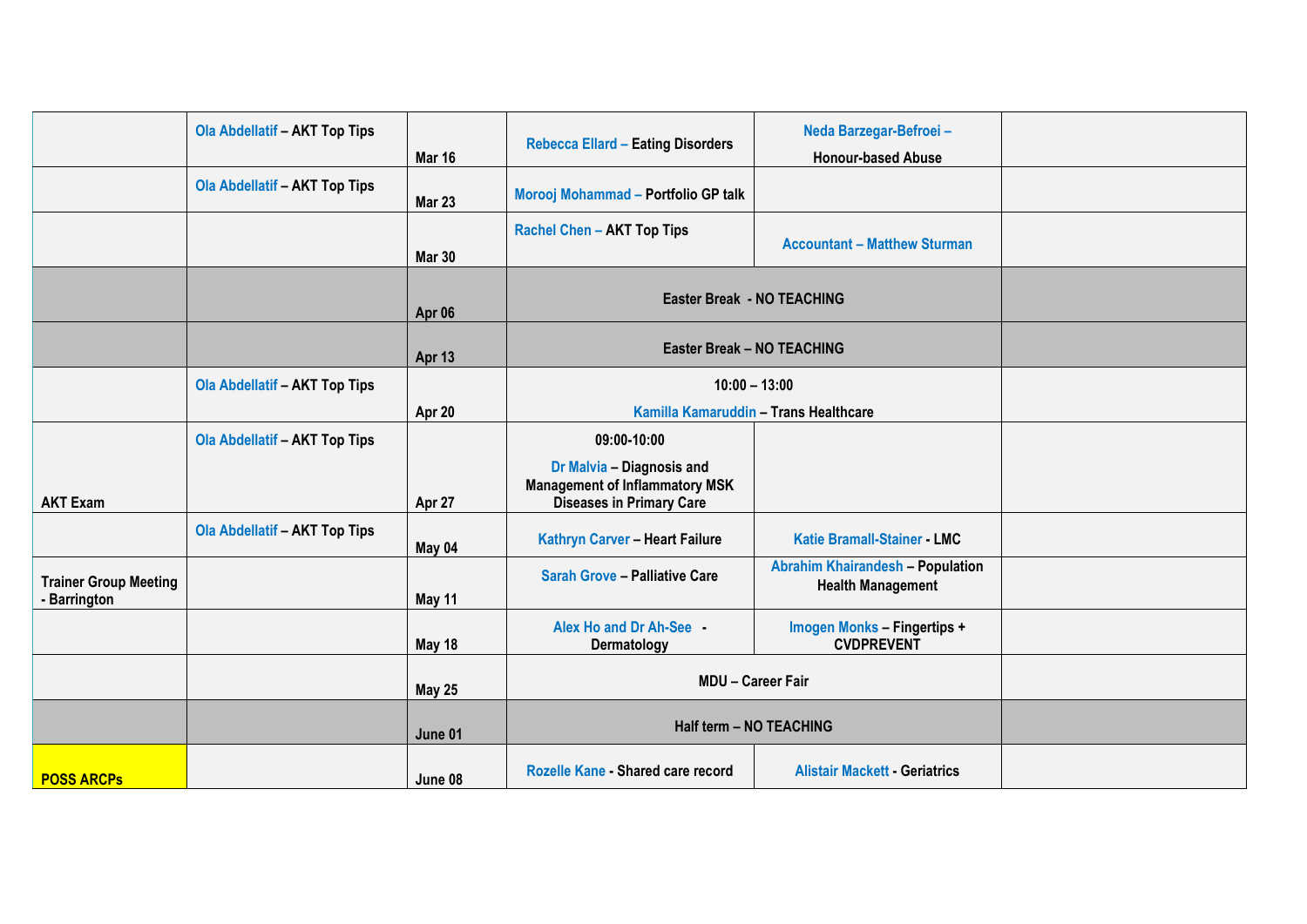|  |  |  |  |  |  |
|---|---|---|---|---|---|
|  | Ola Abdellatif – AKT Top Tips | Mar 16 | Rebecca Ellard – Eating Disorders | Neda Barzegar-Befroei – Honour-based Abuse |  |
|  | Ola Abdellatif – AKT Top Tips | Mar 23 | Morooj Mohammad – Portfolio GP talk |  |  |
|  |  | Mar 30 | Rachel Chen – AKT Top Tips | Accountant – Matthew Sturman |  |
|  |  | Apr 06 | Easter Break - NO TEACHING |  |  |
|  |  | Apr 13 | Easter Break – NO TEACHING |  |  |
|  | Ola Abdellatif – AKT Top Tips | Apr 20 | 10:00 – 13:00 Kamilla Kamaruddin – Trans Healthcare |  |  |
| AKT Exam | Ola Abdellatif – AKT Top Tips | Apr 27 | 09:00-10:00 Dr Malvia – Diagnosis and Management of Inflammatory MSK Diseases in Primary Care |  |  |
|  | Ola Abdellatif – AKT Top Tips | May 04 | Kathryn Carver – Heart Failure | Katie Bramall-Stainer - LMC |  |
| Trainer Group Meeting - Barrington |  | May 11 | Sarah Grove – Palliative Care | Abrahim Khairandesh – Population Health Management |  |
|  |  | May 18 | Alex Ho and Dr Ah-See - Dermatology | Imogen Monks – Fingertips + CVDPREVENT |  |
|  |  | May 25 | MDU – Career Fair |  |  |
|  |  | June 01 | Half term – NO TEACHING |  |  |
| POSS ARCPs |  | June 08 | Rozelle Kane - Shared care record | Alistair Mackett - Geriatrics |  |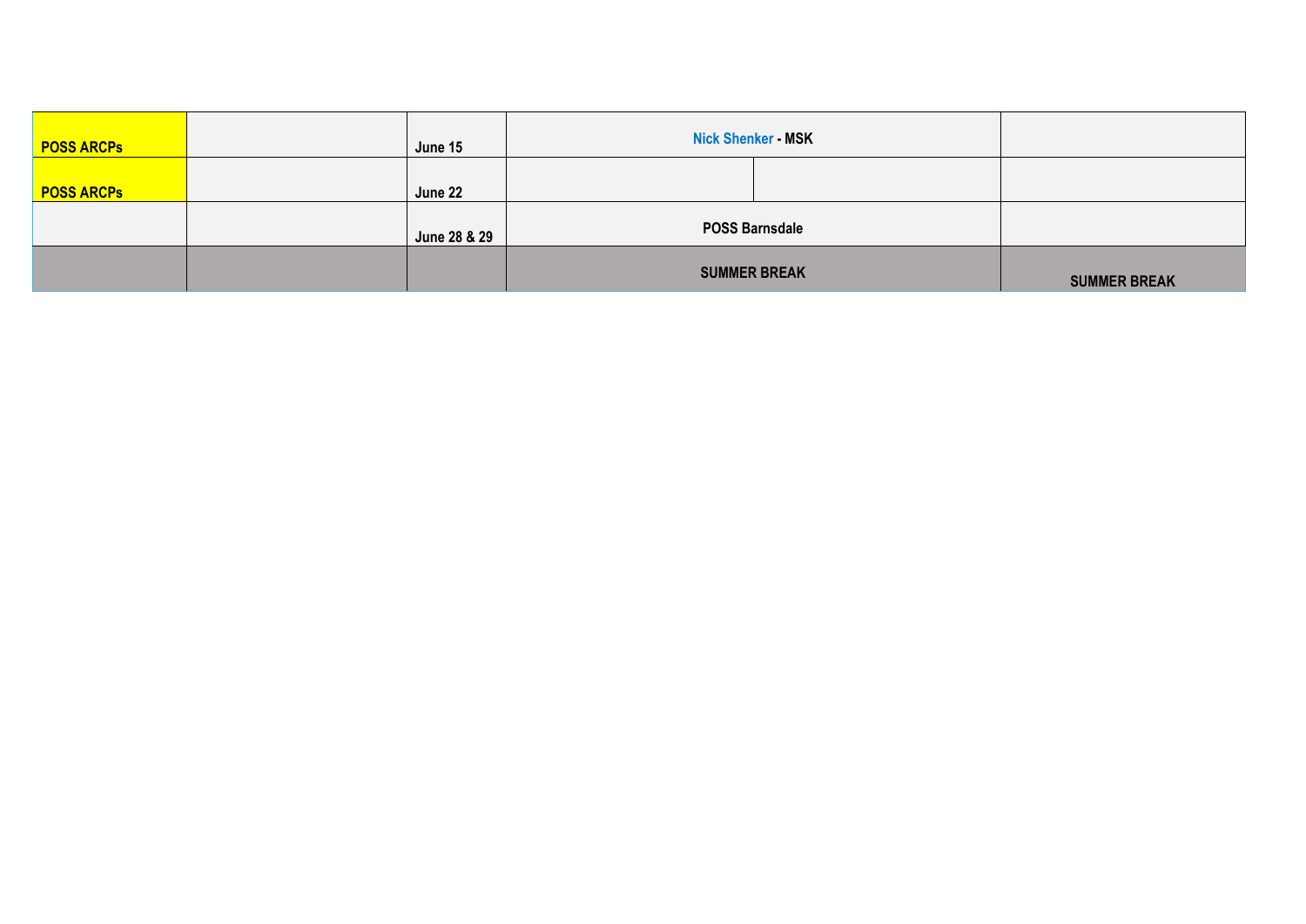| | | | | | |
|---|---|---|---|---|---|
| POSS ARCPs | | June 15 | Nick Shenker - MSK | | |
| POSS ARCPs | | June 22 | | | |
| | | June 28 & 29 | POSS Barnsdale | | |
| | | | SUMMER BREAK | | SUMMER BREAK |